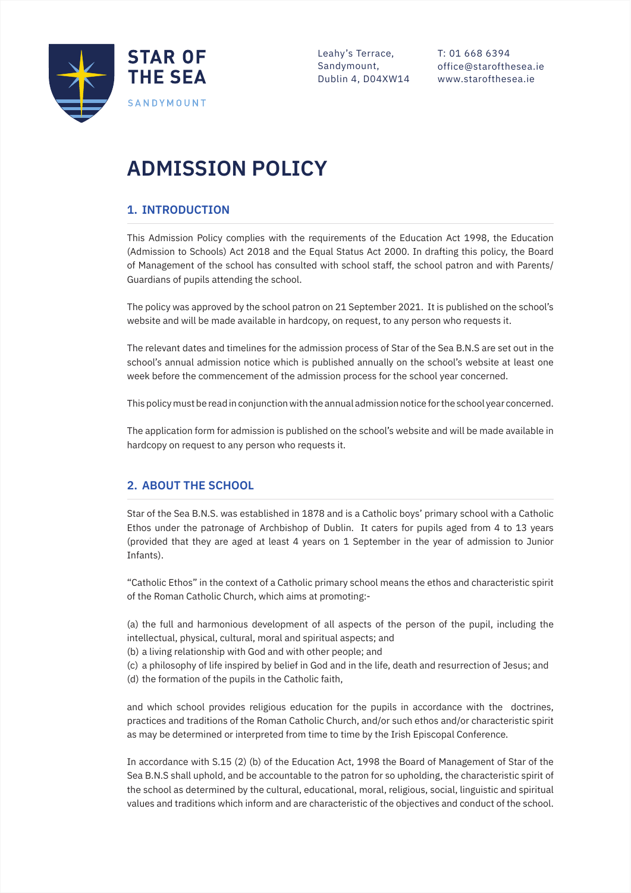STAR OF THE SEA
SANDYMOUNT

Leahy's Terrace,
Sandymount,
Dublin 4, D04XW14

T: 01 668 6394
office@starofthesea.ie
www.starofthesea.ie

# ADMISSION POLICY

## 1. INTRODUCTION

This Admission Policy complies with the requirements of the Education Act 1998, the Education (Admission to Schools) Act 2018 and the Equal Status Act 2000. In drafting this policy, the Board of Management of the school has consulted with school staff, the school patron and with Parents/ Guardians of pupils attending the school.

The policy was approved by the school patron on 21 September 2021. It is published on the school's website and will be made available in hardcopy, on request, to any person who requests it.

The relevant dates and timelines for the admission process of Star of the Sea B.N.S are set out in the school's annual admission notice which is published annually on the school's website at least one week before the commencement of the admission process for the school year concerned.

This policy must be read in conjunction with the annual admission notice for the school year concerned.

The application form for admission is published on the school's website and will be made available in hardcopy on request to any person who requests it.

## 2. ABOUT THE SCHOOL

Star of the Sea B.N.S. was established in 1878 and is a Catholic boys' primary school with a Catholic Ethos under the patronage of Archbishop of Dublin. It caters for pupils aged from 4 to 13 years (provided that they are aged at least 4 years on 1 September in the year of admission to Junior Infants).

"Catholic Ethos" in the context of a Catholic primary school means the ethos and characteristic spirit of the Roman Catholic Church, which aims at promoting:-

(a) the full and harmonious development of all aspects of the person of the pupil, including the intellectual, physical, cultural, moral and spiritual aspects; and
(b) a living relationship with God and with other people; and
(c) a philosophy of life inspired by belief in God and in the life, death and resurrection of Jesus; and
(d) the formation of the pupils in the Catholic faith,

and which school provides religious education for the pupils in accordance with the doctrines, practices and traditions of the Roman Catholic Church, and/or such ethos and/or characteristic spirit as may be determined or interpreted from time to time by the Irish Episcopal Conference.

In accordance with S.15 (2) (b) of the Education Act, 1998 the Board of Management of Star of the Sea B.N.S shall uphold, and be accountable to the patron for so upholding, the characteristic spirit of the school as determined by the cultural, educational, moral, religious, social, linguistic and spiritual values and traditions which inform and are characteristic of the objectives and conduct of the school.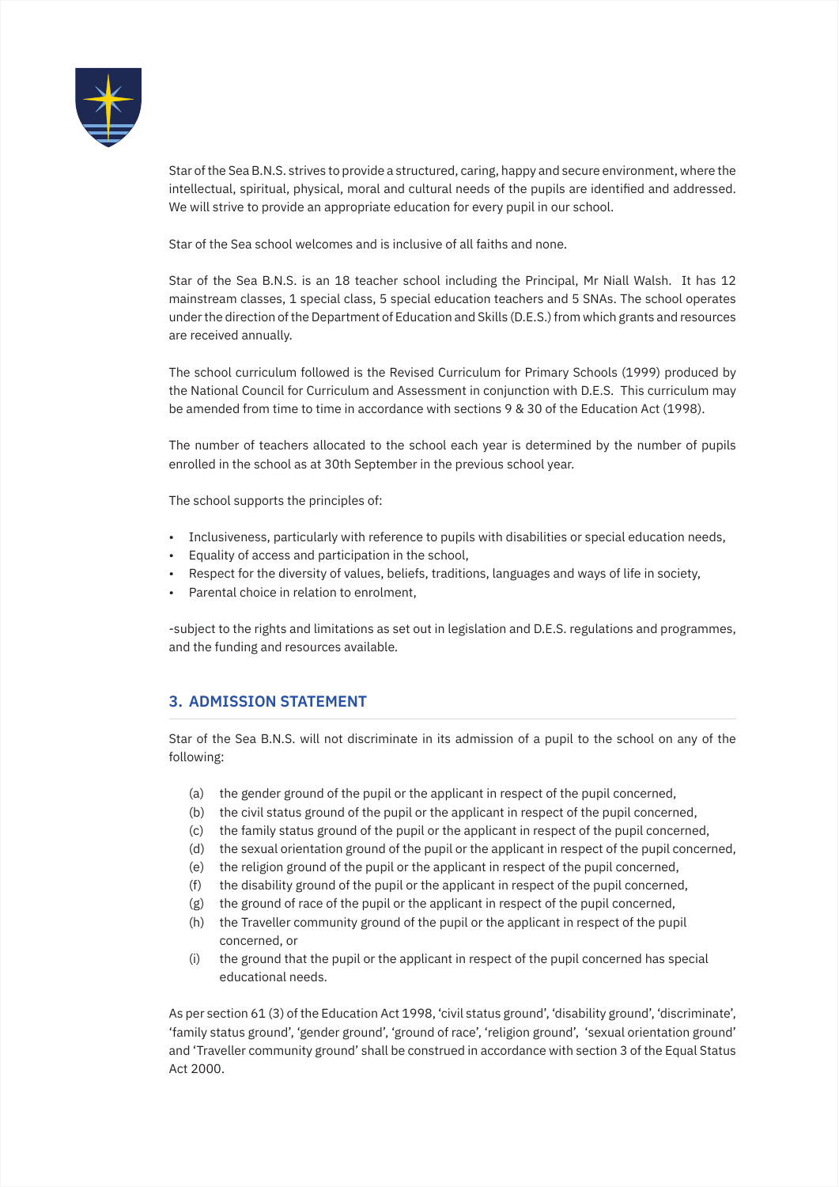Star of the Sea B.N.S. strives to provide a structured, caring, happy and secure environment, where the intellectual, spiritual, physical, moral and cultural needs of the pupils are identified and addressed. We will strive to provide an appropriate education for every pupil in our school.

Star of the Sea school welcomes and is inclusive of all faiths and none.

Star of the Sea B.N.S. is an 18 teacher school including the Principal, Mr Niall Walsh. It has 12 mainstream classes, 1 special class, 5 special education teachers and 5 SNAs. The school operates under the direction of the Department of Education and Skills (D.E.S.) from which grants and resources are received annually.

The school curriculum followed is the Revised Curriculum for Primary Schools (1999) produced by the National Council for Curriculum and Assessment in conjunction with D.E.S. This curriculum may be amended from time to time in accordance with sections 9 & 30 of the Education Act (1998).

The number of teachers allocated to the school each year is determined by the number of pupils enrolled in the school as at 30th September in the previous school year.

The school supports the principles of:

- Inclusiveness, particularly with reference to pupils with disabilities or special education needs,
- Equality of access and participation in the school,
- Respect for the diversity of values, beliefs, traditions, languages and ways of life in society,
- Parental choice in relation to enrolment,

-subject to the rights and limitations as set out in legislation and D.E.S. regulations and programmes, and the funding and resources available.

## 3. ADMISSION STATEMENT

Star of the Sea B.N.S. will not discriminate in its admission of a pupil to the school on any of the following:

(a) the gender ground of the pupil or the applicant in respect of the pupil concerned,
(b) the civil status ground of the pupil or the applicant in respect of the pupil concerned,
(c) the family status ground of the pupil or the applicant in respect of the pupil concerned,
(d) the sexual orientation ground of the pupil or the applicant in respect of the pupil concerned,
(e) the religion ground of the pupil or the applicant in respect of the pupil concerned,
(f) the disability ground of the pupil or the applicant in respect of the pupil concerned,
(g) the ground of race of the pupil or the applicant in respect of the pupil concerned,
(h) the Traveller community ground of the pupil or the applicant in respect of the pupil concerned, or
(i) the ground that the pupil or the applicant in respect of the pupil concerned has special educational needs.

As per section 61 (3) of the Education Act 1998, 'civil status ground', 'disability ground', 'discriminate', 'family status ground', 'gender ground', 'ground of race', 'religion ground', 'sexual orientation ground' and 'Traveller community ground' shall be construed in accordance with section 3 of the Equal Status Act 2000.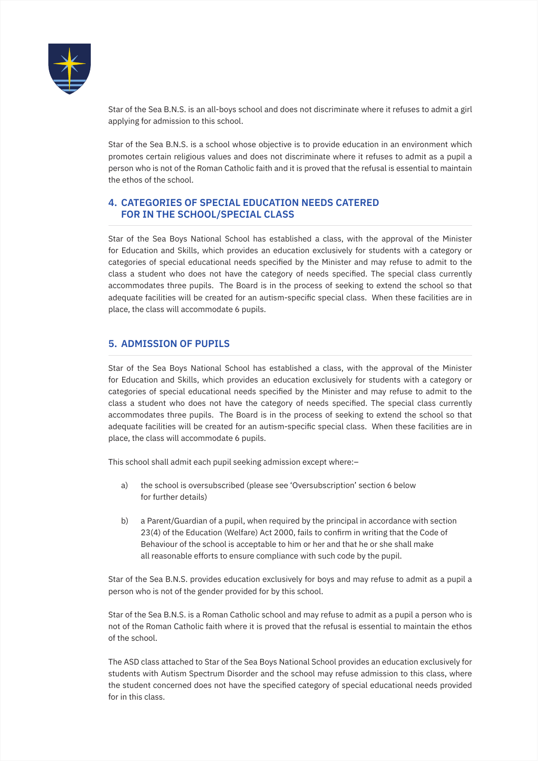Star of the Sea B.N.S. is an all-boys school and does not discriminate where it refuses to admit a girl applying for admission to this school.

Star of the Sea B.N.S. is a school whose objective is to provide education in an environment which promotes certain religious values and does not discriminate where it refuses to admit as a pupil a person who is not of the Roman Catholic faith and it is proved that the refusal is essential to maintain the ethos of the school.

## 4. CATEGORIES OF SPECIAL EDUCATION NEEDS CATERED FOR IN THE SCHOOL/SPECIAL CLASS

Star of the Sea Boys National School has established a class, with the approval of the Minister for Education and Skills, which provides an education exclusively for students with a category or categories of special educational needs specified by the Minister and may refuse to admit to the class a student who does not have the category of needs specified. The special class currently accommodates three pupils. The Board is in the process of seeking to extend the school so that adequate facilities will be created for an autism-specific special class. When these facilities are in place, the class will accommodate 6 pupils.

## 5. ADMISSION OF PUPILS

Star of the Sea Boys National School has established a class, with the approval of the Minister for Education and Skills, which provides an education exclusively for students with a category or categories of special educational needs specified by the Minister and may refuse to admit to the class a student who does not have the category of needs specified. The special class currently accommodates three pupils. The Board is in the process of seeking to extend the school so that adequate facilities will be created for an autism-specific special class. When these facilities are in place, the class will accommodate 6 pupils.

This school shall admit each pupil seeking admission except where:–

a) the school is oversubscribed (please see 'Oversubscription' section 6 below for further details)

b) a Parent/Guardian of a pupil, when required by the principal in accordance with section 23(4) of the Education (Welfare) Act 2000, fails to confirm in writing that the Code of Behaviour of the school is acceptable to him or her and that he or she shall make all reasonable efforts to ensure compliance with such code by the pupil.

Star of the Sea B.N.S. provides education exclusively for boys and may refuse to admit as a pupil a person who is not of the gender provided for by this school.

Star of the Sea B.N.S. is a Roman Catholic school and may refuse to admit as a pupil a person who is not of the Roman Catholic faith where it is proved that the refusal is essential to maintain the ethos of the school.

The ASD class attached to Star of the Sea Boys National School provides an education exclusively for students with Autism Spectrum Disorder and the school may refuse admission to this class, where the student concerned does not have the specified category of special educational needs provided for in this class.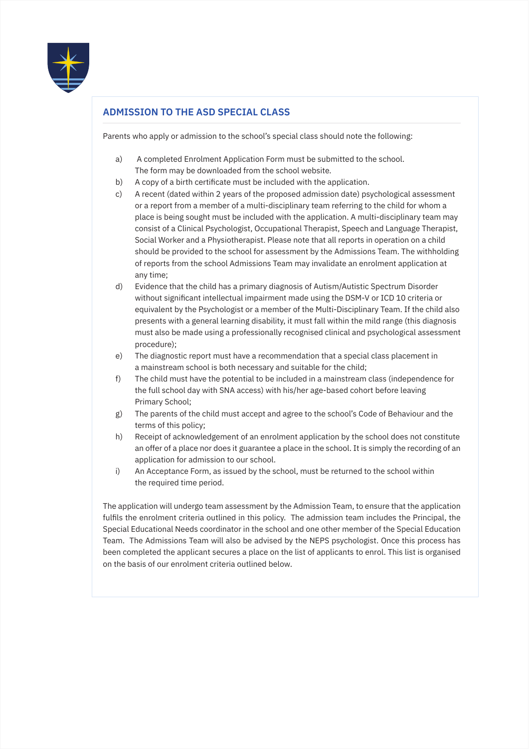## ADMISSION TO THE ASD SPECIAL CLASS

Parents who apply or admission to the school's special class should note the following:

a) A completed Enrolment Application Form must be submitted to the school. The form may be downloaded from the school website.

b) A copy of a birth certificate must be included with the application.

c) A recent (dated within 2 years of the proposed admission date) psychological assessment or a report from a member of a multi-disciplinary team referring to the child for whom a place is being sought must be included with the application. A multi-disciplinary team may consist of a Clinical Psychologist, Occupational Therapist, Speech and Language Therapist, Social Worker and a Physiotherapist. Please note that all reports in operation on a child should be provided to the school for assessment by the Admissions Team. The withholding of reports from the school Admissions Team may invalidate an enrolment application at any time;

d) Evidence that the child has a primary diagnosis of Autism/Autistic Spectrum Disorder without significant intellectual impairment made using the DSM-V or ICD 10 criteria or equivalent by the Psychologist or a member of the Multi-Disciplinary Team. If the child also presents with a general learning disability, it must fall within the mild range (this diagnosis must also be made using a professionally recognised clinical and psychological assessment procedure);

e) The diagnostic report must have a recommendation that a special class placement in a mainstream school is both necessary and suitable for the child;

f) The child must have the potential to be included in a mainstream class (independence for the full school day with SNA access) with his/her age-based cohort before leaving Primary School;

g) The parents of the child must accept and agree to the school's Code of Behaviour and the terms of this policy;

h) Receipt of acknowledgement of an enrolment application by the school does not constitute an offer of a place nor does it guarantee a place in the school. It is simply the recording of an application for admission to our school.

i) An Acceptance Form, as issued by the school, must be returned to the school within the required time period.

The application will undergo team assessment by the Admission Team, to ensure that the application fulfils the enrolment criteria outlined in this policy. The admission team includes the Principal, the Special Educational Needs coordinator in the school and one other member of the Special Education Team. The Admissions Team will also be advised by the NEPS psychologist. Once this process has been completed the applicant secures a place on the list of applicants to enrol. This list is organised on the basis of our enrolment criteria outlined below.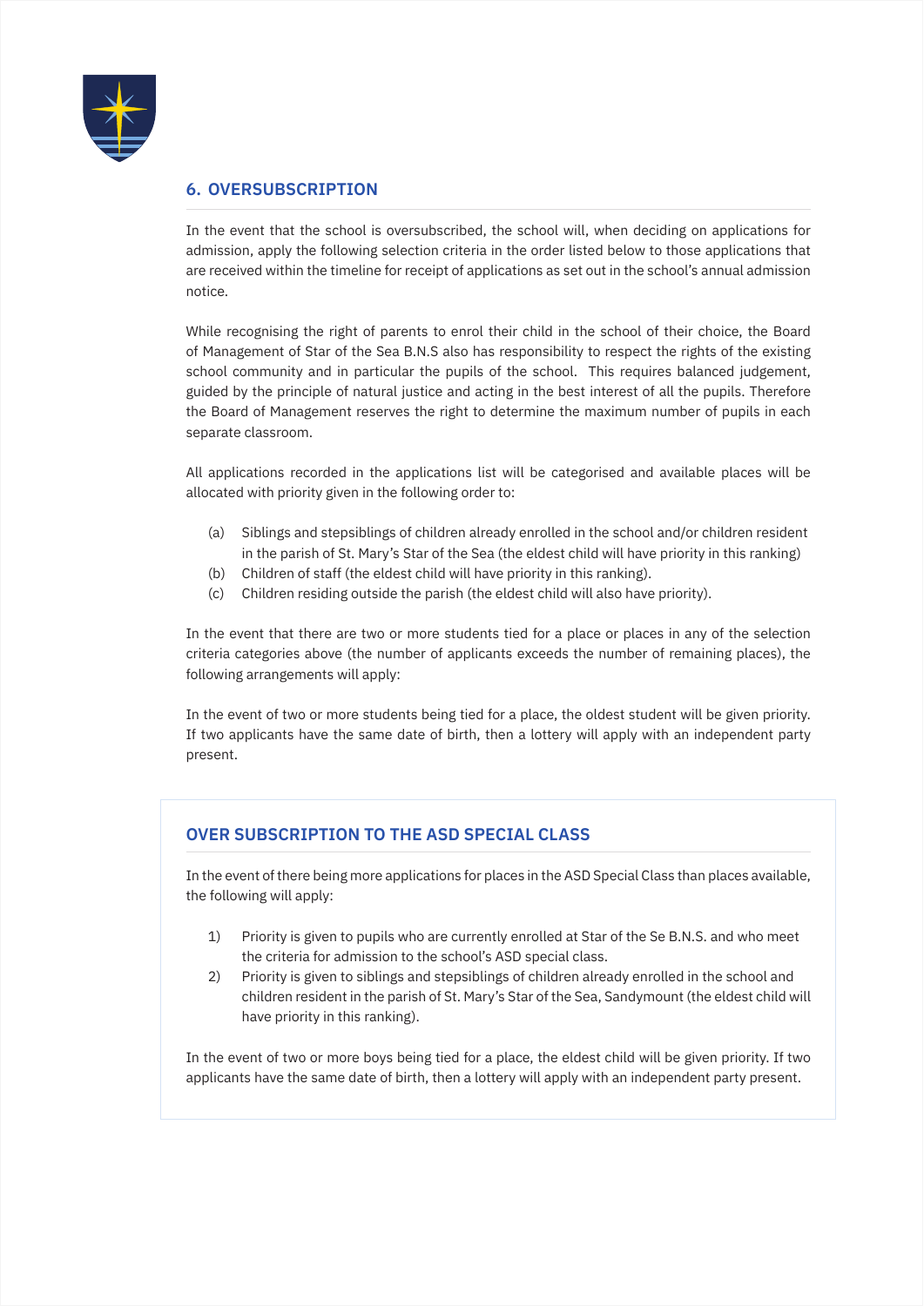## 6. OVERSUBSCRIPTION

In the event that the school is oversubscribed, the school will, when deciding on applications for admission, apply the following selection criteria in the order listed below to those applications that are received within the timeline for receipt of applications as set out in the school's annual admission notice.

While recognising the right of parents to enrol their child in the school of their choice, the Board of Management of Star of the Sea B.N.S also has responsibility to respect the rights of the existing school community and in particular the pupils of the school. This requires balanced judgement, guided by the principle of natural justice and acting in the best interest of all the pupils. Therefore the Board of Management reserves the right to determine the maximum number of pupils in each separate classroom.

All applications recorded in the applications list will be categorised and available places will be allocated with priority given in the following order to:

(a) Siblings and stepsiblings of children already enrolled in the school and/or children resident in the parish of St. Mary's Star of the Sea (the eldest child will have priority in this ranking)
(b) Children of staff (the eldest child will have priority in this ranking).
(c) Children residing outside the parish (the eldest child will also have priority).

In the event that there are two or more students tied for a place or places in any of the selection criteria categories above (the number of applicants exceeds the number of remaining places), the following arrangements will apply:

In the event of two or more students being tied for a place, the oldest student will be given priority. If two applicants have the same date of birth, then a lottery will apply with an independent party present.

### OVER SUBSCRIPTION TO THE ASD SPECIAL CLASS

In the event of there being more applications for places in the ASD Special Class than places available, the following will apply:

1) Priority is given to pupils who are currently enrolled at Star of the Se B.N.S. and who meet the criteria for admission to the school's ASD special class.
2) Priority is given to siblings and stepsiblings of children already enrolled in the school and children resident in the parish of St. Mary's Star of the Sea, Sandymount (the eldest child will have priority in this ranking).

In the event of two or more boys being tied for a place, the eldest child will be given priority. If two applicants have the same date of birth, then a lottery will apply with an independent party present.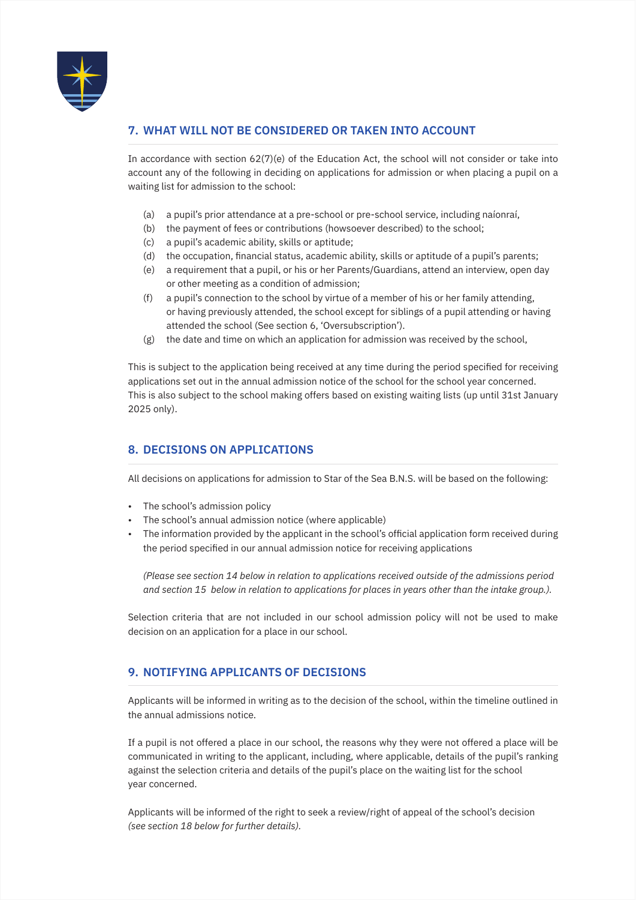## 7. WHAT WILL NOT BE CONSIDERED OR TAKEN INTO ACCOUNT

In accordance with section 62(7)(e) of the Education Act, the school will not consider or take into account any of the following in deciding on applications for admission or when placing a pupil on a waiting list for admission to the school:

(a) a pupil's prior attendance at a pre-school or pre-school service, including naíonraí,
(b) the payment of fees or contributions (howsoever described) to the school;
(c) a pupil's academic ability, skills or aptitude;
(d) the occupation, financial status, academic ability, skills or aptitude of a pupil's parents;
(e) a requirement that a pupil, or his or her Parents/Guardians, attend an interview, open day or other meeting as a condition of admission;
(f) a pupil's connection to the school by virtue of a member of his or her family attending, or having previously attended, the school except for siblings of a pupil attending or having attended the school (See section 6, 'Oversubscription').
(g) the date and time on which an application for admission was received by the school,

This is subject to the application being received at any time during the period specified for receiving applications set out in the annual admission notice of the school for the school year concerned. This is also subject to the school making offers based on existing waiting lists (up until 31st January 2025 only).

## 8. DECISIONS ON APPLICATIONS

All decisions on applications for admission to Star of the Sea B.N.S. will be based on the following:

- The school's admission policy
- The school's annual admission notice (where applicable)
- The information provided by the applicant in the school's official application form received during the period specified in our annual admission notice for receiving applications

  *(Please see section 14 below in relation to applications received outside of the admissions period and section 15 below in relation to applications for places in years other than the intake group.).*

Selection criteria that are not included in our school admission policy will not be used to make decision on an application for a place in our school.

## 9. NOTIFYING APPLICANTS OF DECISIONS

Applicants will be informed in writing as to the decision of the school, within the timeline outlined in the annual admissions notice.

If a pupil is not offered a place in our school, the reasons why they were not offered a place will be communicated in writing to the applicant, including, where applicable, details of the pupil's ranking against the selection criteria and details of the pupil's place on the waiting list for the school year concerned.

Applicants will be informed of the right to seek a review/right of appeal of the school's decision *(see section 18 below for further details).*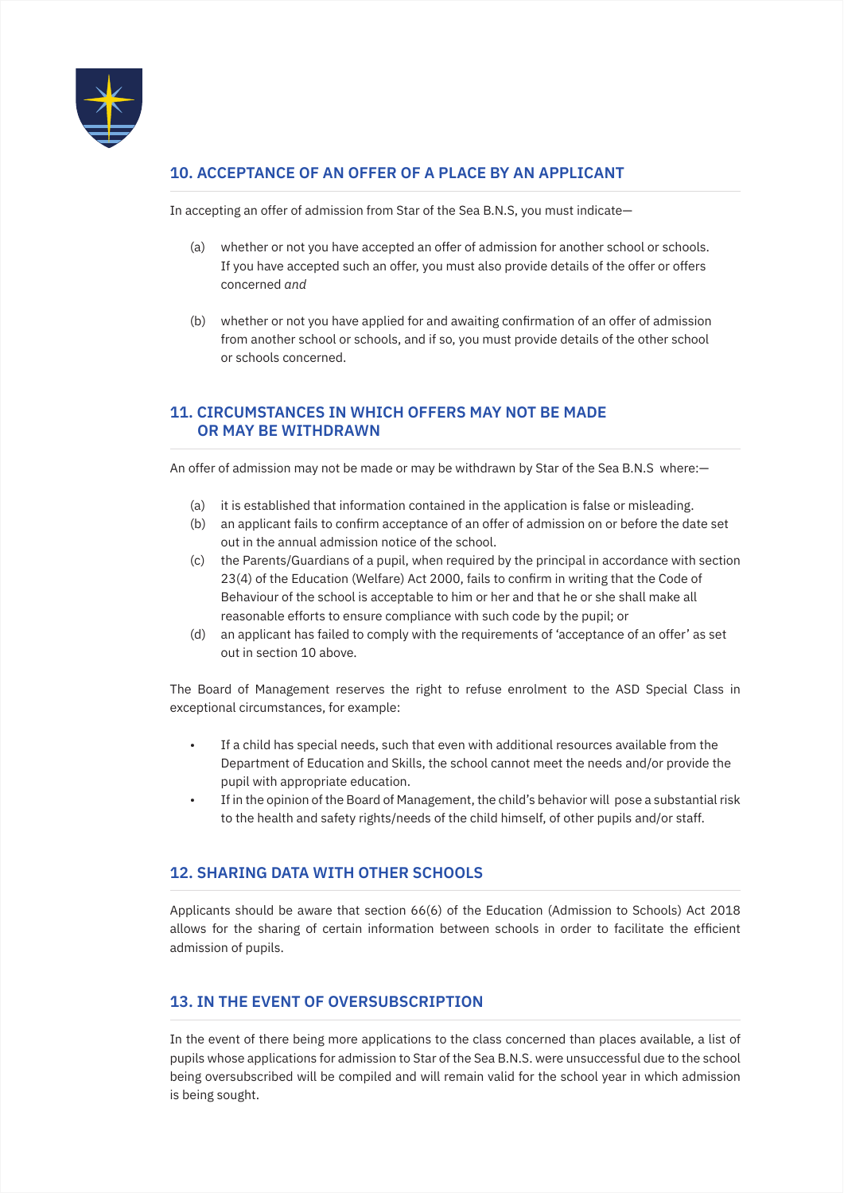## 10. ACCEPTANCE OF AN OFFER OF A PLACE BY AN APPLICANT

In accepting an offer of admission from Star of the Sea B.N.S, you must indicate—

(a) whether or not you have accepted an offer of admission for another school or schools. If you have accepted such an offer, you must also provide details of the offer or offers concerned *and*

(b) whether or not you have applied for and awaiting confirmation of an offer of admission from another school or schools, and if so, you must provide details of the other school or schools concerned.

## 11. CIRCUMSTANCES IN WHICH OFFERS MAY NOT BE MADE OR MAY BE WITHDRAWN

An offer of admission may not be made or may be withdrawn by Star of the Sea B.N.S where:—

(a) it is established that information contained in the application is false or misleading.

(b) an applicant fails to confirm acceptance of an offer of admission on or before the date set out in the annual admission notice of the school.

(c) the Parents/Guardians of a pupil, when required by the principal in accordance with section 23(4) of the Education (Welfare) Act 2000, fails to confirm in writing that the Code of Behaviour of the school is acceptable to him or her and that he or she shall make all reasonable efforts to ensure compliance with such code by the pupil; or

(d) an applicant has failed to comply with the requirements of 'acceptance of an offer' as set out in section 10 above.

The Board of Management reserves the right to refuse enrolment to the ASD Special Class in exceptional circumstances, for example:

- If a child has special needs, such that even with additional resources available from the Department of Education and Skills, the school cannot meet the needs and/or provide the pupil with appropriate education.
- If in the opinion of the Board of Management, the child's behavior will pose a substantial risk to the health and safety rights/needs of the child himself, of other pupils and/or staff.

## 12. SHARING DATA WITH OTHER SCHOOLS

Applicants should be aware that section 66(6) of the Education (Admission to Schools) Act 2018 allows for the sharing of certain information between schools in order to facilitate the efficient admission of pupils.

## 13. IN THE EVENT OF OVERSUBSCRIPTION

In the event of there being more applications to the class concerned than places available, a list of pupils whose applications for admission to Star of the Sea B.N.S. were unsuccessful due to the school being oversubscribed will be compiled and will remain valid for the school year in which admission is being sought.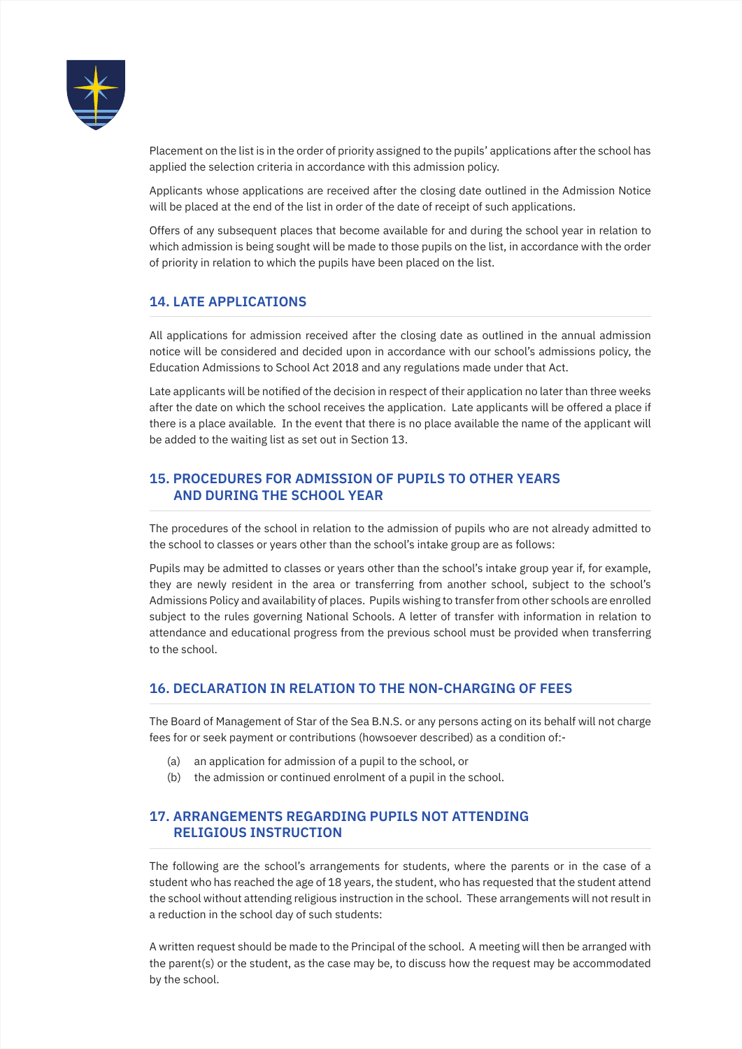Placement on the list is in the order of priority assigned to the pupils' applications after the school has applied the selection criteria in accordance with this admission policy.

Applicants whose applications are received after the closing date outlined in the Admission Notice will be placed at the end of the list in order of the date of receipt of such applications.

Offers of any subsequent places that become available for and during the school year in relation to which admission is being sought will be made to those pupils on the list, in accordance with the order of priority in relation to which the pupils have been placed on the list.

## 14. LATE APPLICATIONS

All applications for admission received after the closing date as outlined in the annual admission notice will be considered and decided upon in accordance with our school's admissions policy, the Education Admissions to School Act 2018 and any regulations made under that Act.

Late applicants will be notified of the decision in respect of their application no later than three weeks after the date on which the school receives the application. Late applicants will be offered a place if there is a place available. In the event that there is no place available the name of the applicant will be added to the waiting list as set out in Section 13.

## 15. PROCEDURES FOR ADMISSION OF PUPILS TO OTHER YEARS AND DURING THE SCHOOL YEAR

The procedures of the school in relation to the admission of pupils who are not already admitted to the school to classes or years other than the school's intake group are as follows:

Pupils may be admitted to classes or years other than the school's intake group year if, for example, they are newly resident in the area or transferring from another school, subject to the school's Admissions Policy and availability of places. Pupils wishing to transfer from other schools are enrolled subject to the rules governing National Schools. A letter of transfer with information in relation to attendance and educational progress from the previous school must be provided when transferring to the school.

## 16. DECLARATION IN RELATION TO THE NON-CHARGING OF FEES

The Board of Management of Star of the Sea B.N.S. or any persons acting on its behalf will not charge fees for or seek payment or contributions (howsoever described) as a condition of:-

(a) an application for admission of a pupil to the school, or
(b) the admission or continued enrolment of a pupil in the school.

## 17. ARRANGEMENTS REGARDING PUPILS NOT ATTENDING RELIGIOUS INSTRUCTION

The following are the school's arrangements for students, where the parents or in the case of a student who has reached the age of 18 years, the student, who has requested that the student attend the school without attending religious instruction in the school. These arrangements will not result in a reduction in the school day of such students:

A written request should be made to the Principal of the school. A meeting will then be arranged with the parent(s) or the student, as the case may be, to discuss how the request may be accommodated by the school.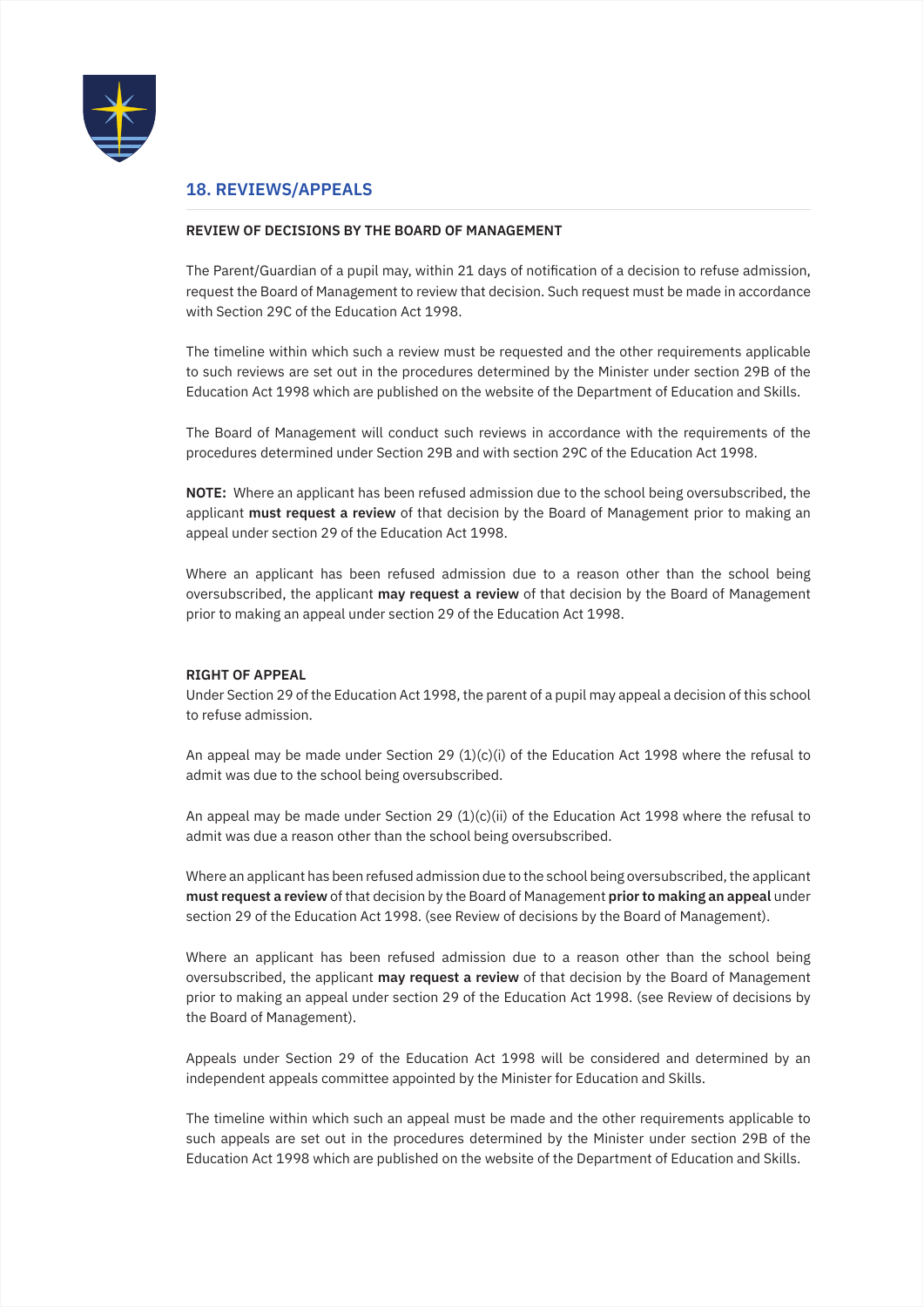## 18. REVIEWS/APPEALS

### REVIEW OF DECISIONS BY THE BOARD OF MANAGEMENT

The Parent/Guardian of a pupil may, within 21 days of notification of a decision to refuse admission, request the Board of Management to review that decision. Such request must be made in accordance with Section 29C of the Education Act 1998.

The timeline within which such a review must be requested and the other requirements applicable to such reviews are set out in the procedures determined by the Minister under section 29B of the Education Act 1998 which are published on the website of the Department of Education and Skills.

The Board of Management will conduct such reviews in accordance with the requirements of the procedures determined under Section 29B and with section 29C of the Education Act 1998.

**NOTE:** Where an applicant has been refused admission due to the school being oversubscribed, the applicant **must request a review** of that decision by the Board of Management prior to making an appeal under section 29 of the Education Act 1998.

Where an applicant has been refused admission due to a reason other than the school being oversubscribed, the applicant **may request a review** of that decision by the Board of Management prior to making an appeal under section 29 of the Education Act 1998.

### RIGHT OF APPEAL

Under Section 29 of the Education Act 1998, the parent of a pupil may appeal a decision of this school to refuse admission.

An appeal may be made under Section 29 (1)(c)(i) of the Education Act 1998 where the refusal to admit was due to the school being oversubscribed.

An appeal may be made under Section 29 (1)(c)(ii) of the Education Act 1998 where the refusal to admit was due a reason other than the school being oversubscribed.

Where an applicant has been refused admission due to the school being oversubscribed, the applicant **must request a review** of that decision by the Board of Management **prior to making an appeal** under section 29 of the Education Act 1998. (see Review of decisions by the Board of Management).

Where an applicant has been refused admission due to a reason other than the school being oversubscribed, the applicant **may request a review** of that decision by the Board of Management prior to making an appeal under section 29 of the Education Act 1998. (see Review of decisions by the Board of Management).

Appeals under Section 29 of the Education Act 1998 will be considered and determined by an independent appeals committee appointed by the Minister for Education and Skills.

The timeline within which such an appeal must be made and the other requirements applicable to such appeals are set out in the procedures determined by the Minister under section 29B of the Education Act 1998 which are published on the website of the Department of Education and Skills.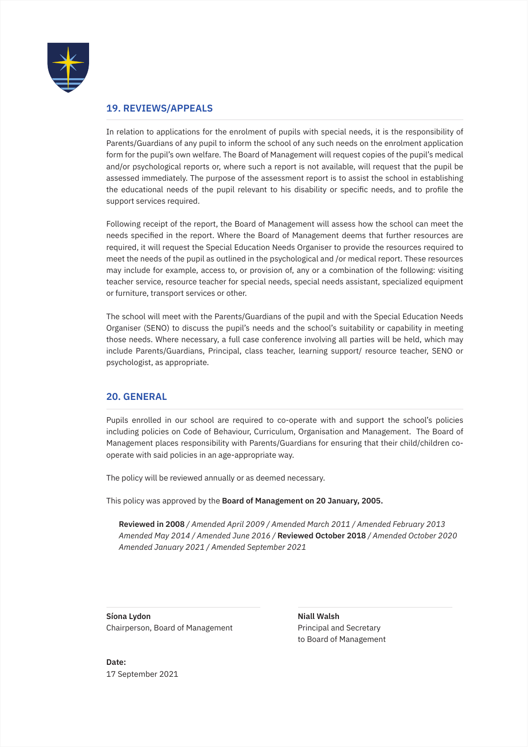## 19. REVIEWS/APPEALS

In relation to applications for the enrolment of pupils with special needs, it is the responsibility of Parents/Guardians of any pupil to inform the school of any such needs on the enrolment application form for the pupil's own welfare. The Board of Management will request copies of the pupil's medical and/or psychological reports or, where such a report is not available, will request that the pupil be assessed immediately. The purpose of the assessment report is to assist the school in establishing the educational needs of the pupil relevant to his disability or specific needs, and to profile the support services required.

Following receipt of the report, the Board of Management will assess how the school can meet the needs specified in the report. Where the Board of Management deems that further resources are required, it will request the Special Education Needs Organiser to provide the resources required to meet the needs of the pupil as outlined in the psychological and /or medical report. These resources may include for example, access to, or provision of, any or a combination of the following: visiting teacher service, resource teacher for special needs, special needs assistant, specialized equipment or furniture, transport services or other.

The school will meet with the Parents/Guardians of the pupil and with the Special Education Needs Organiser (SENO) to discuss the pupil's needs and the school's suitability or capability in meeting those needs. Where necessary, a full case conference involving all parties will be held, which may include Parents/Guardians, Principal, class teacher, learning support/ resource teacher, SENO or psychologist, as appropriate.

## 20. GENERAL

Pupils enrolled in our school are required to co-operate with and support the school's policies including policies on Code of Behaviour, Curriculum, Organisation and Management. The Board of Management places responsibility with Parents/Guardians for ensuring that their child/children co-operate with said policies in an age-appropriate way.

The policy will be reviewed annually or as deemed necessary.

This policy was approved by the **Board of Management on 20 January, 2005.**

**Reviewed in 2008** */ Amended April 2009 / Amended March 2011 / Amended February 2013 Amended May 2014 / Amended June 2016 /* **Reviewed October 2018** */ Amended October 2020 Amended January 2021 / Amended September 2021*

**Síona Lydon**
Chairperson, Board of Management

**Niall Walsh**
Principal and Secretary
to Board of Management

**Date:**
17 September 2021